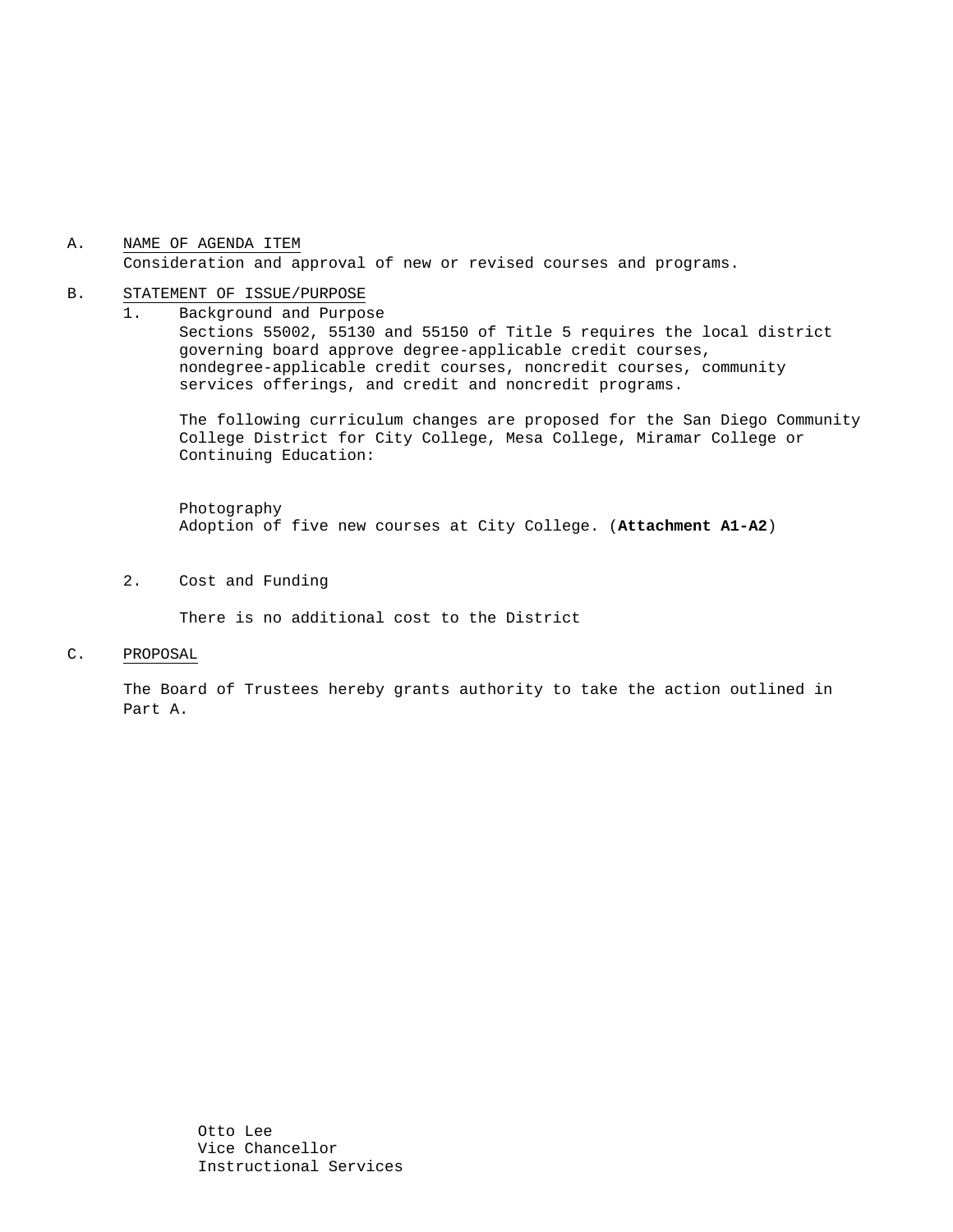A. <u>NAME OF AGENDA ITEM</u>

Consideration and approval of new or revised courses and programs.

B. <u>STATEMENT OF ISSUE/PURPOSE</u>

1. Background and Purpose

   Sections 55002, 55130 and 55150 of Title 5 requires the local district governing board approve degree-applicable credit courses, nondegree-applicable credit courses, noncredit courses, community services offerings, and credit and noncredit programs.

   The following curriculum changes are proposed for the San Diego Community College District for City College, Mesa College, Miramar College or Continuing Education:

   Photography
   Adoption of five new courses at City College. (**Attachment A1-A2**)

2. Cost and Funding

   There is no additional cost to the District

C. <u>PROPOSAL</u>

The Board of Trustees hereby grants authority to take the action outlined in Part A.

Otto Lee
Vice Chancellor
Instructional Services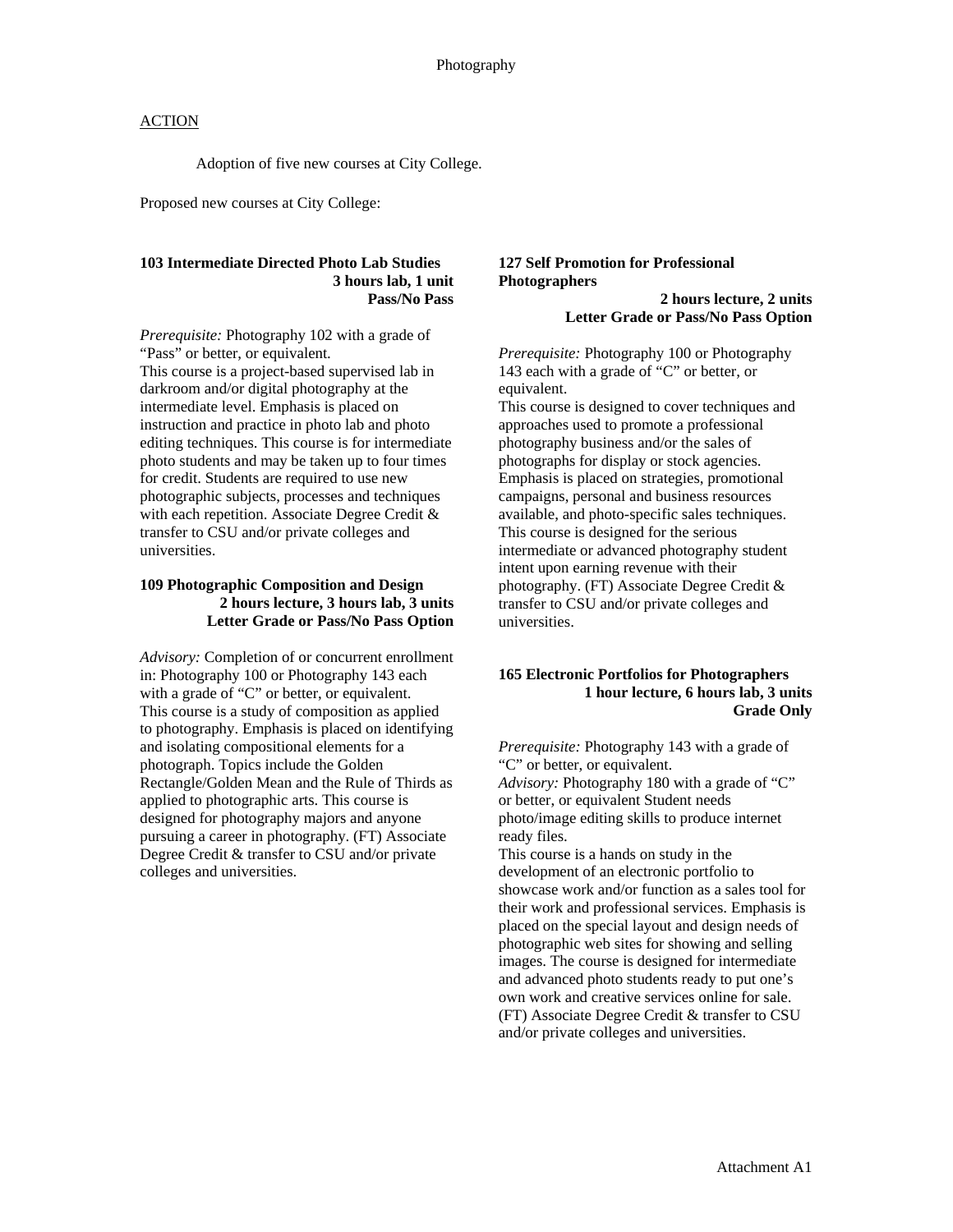## ACTION

Adoption of five new courses at City College.

Proposed new courses at City College:

### 103 Intermediate Directed Photo Lab Studies
**3 hours lab, 1 unit**
**Pass/No Pass**

*Prerequisite:* Photography 102 with a grade of "Pass" or better, or equivalent.
This course is a project-based supervised lab in darkroom and/or digital photography at the intermediate level. Emphasis is placed on instruction and practice in photo lab and photo editing techniques. This course is for intermediate photo students and may be taken up to four times for credit. Students are required to use new photographic subjects, processes and techniques with each repetition. Associate Degree Credit & transfer to CSU and/or private colleges and universities.

### 109 Photographic Composition and Design
**2 hours lecture, 3 hours lab, 3 units**
**Letter Grade or Pass/No Pass Option**

*Advisory:* Completion of or concurrent enrollment in: Photography 100 or Photography 143 each with a grade of "C" or better, or equivalent.
This course is a study of composition as applied to photography. Emphasis is placed on identifying and isolating compositional elements for a photograph. Topics include the Golden Rectangle/Golden Mean and the Rule of Thirds as applied to photographic arts. This course is designed for photography majors and anyone pursuing a career in photography. (FT) Associate Degree Credit & transfer to CSU and/or private colleges and universities.

### 127 Self Promotion for Professional Photographers
**2 hours lecture, 2 units**
**Letter Grade or Pass/No Pass Option**

*Prerequisite:* Photography 100 or Photography 143 with a grade of "C" or better, or equivalent.
This course is designed to cover techniques and approaches used to promote a professional photography business and/or the sales of photographs for display or stock agencies. Emphasis is placed on strategies, promotional campaigns, personal and business resources available, and photo-specific sales techniques. This course is designed for the serious intermediate or advanced photography student intent upon earning revenue with their photography. (FT) Associate Degree Credit & transfer to CSU and/or private colleges and universities.

### 165 Electronic Portfolios for Photographers
**1 hour lecture, 6 hours lab, 3 units**
**Grade Only**

*Prerequisite:* Photography 143 with a grade of "C" or better, or equivalent.
*Advisory:* Photography 180 with a grade of "C" or better, or equivalent Student needs photo/image editing skills to produce internet ready files.
This course is a hands on study in the development of an electronic portfolio to showcase work and/or function as a sales tool for their work and professional services. Emphasis is placed on the special layout and design needs of photographic web sites for showing and selling images. The course is designed for intermediate and advanced photo students ready to put one's own work and creative services online for sale. (FT) Associate Degree Credit & transfer to CSU and/or private colleges and universities.

Attachment A1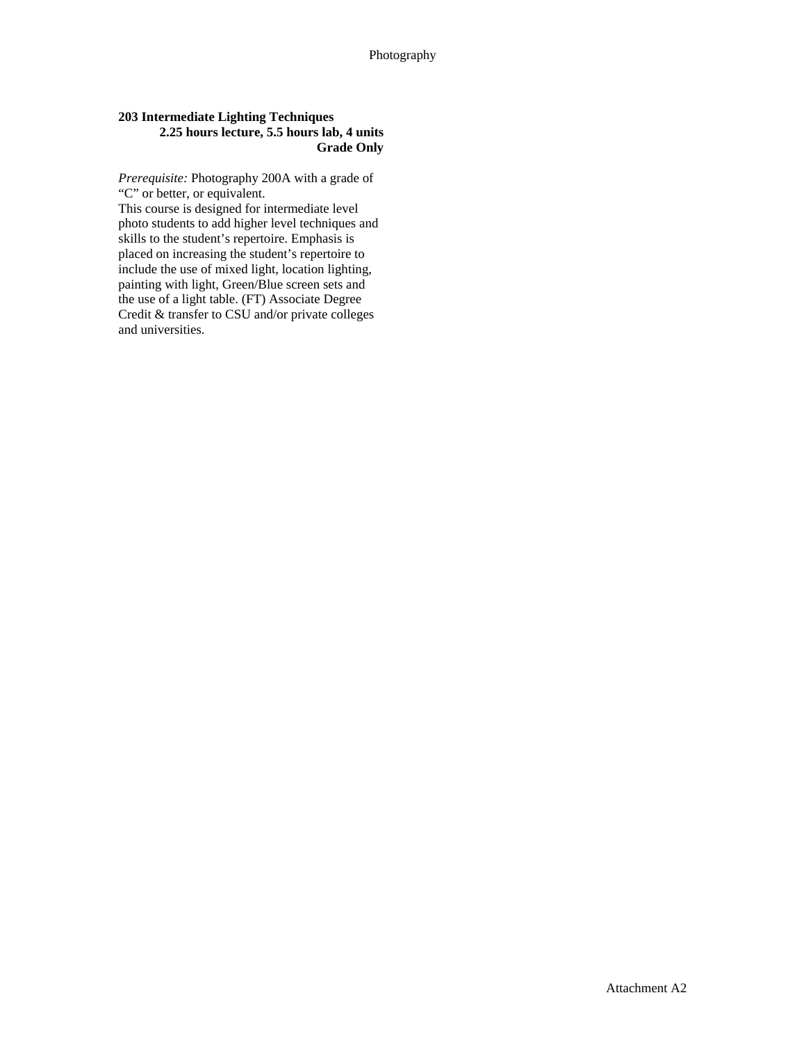**203 Intermediate Lighting Techniques**
**2.25 hours lecture, 5.5 hours lab, 4 units**
**Grade Only**

*Prerequisite:* Photography 200A with a grade of "C" or better, or equivalent.
This course is designed for intermediate level photo students to add higher level techniques and skills to the student's repertoire. Emphasis is placed on increasing the student's repertoire to include the use of mixed light, location lighting, painting with light, Green/Blue screen sets and the use of a light table. (FT) Associate Degree Credit & transfer to CSU and/or private colleges and universities.

Attachment A2